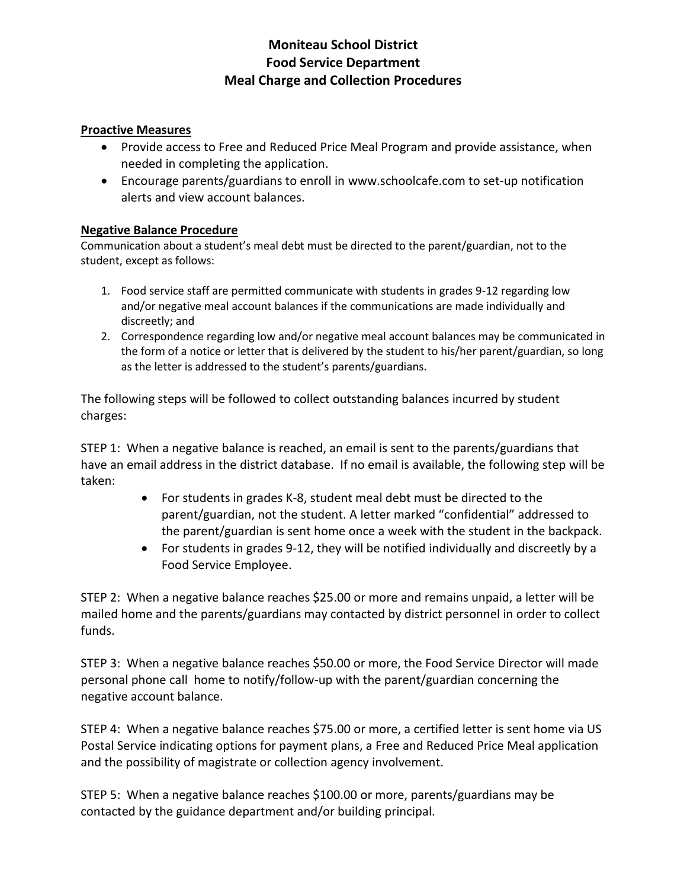# Moniteau School District
# Food Service Department
# Meal Charge and Collection Procedures

**Proactive Measures**

- Provide access to Free and Reduced Price Meal Program and provide assistance, when needed in completing the application.
- Encourage parents/guardians to enroll in www.schoolcafe.com to set-up notification alerts and view account balances.

**Negative Balance Procedure**

Communication about a student's meal debt must be directed to the parent/guardian, not to the student, except as follows:

1. Food service staff are permitted communicate with students in grades 9-12 regarding low and/or negative meal account balances if the communications are made individually and discreetly; and
2. Correspondence regarding low and/or negative meal account balances may be communicated in the form of a notice or letter that is delivered by the student to his/her parent/guardian, so long as the letter is addressed to the student's parents/guardians.

The following steps will be followed to collect outstanding balances incurred by student charges:

STEP 1: When a negative balance is reached, an email is sent to the parents/guardians that have an email address in the district database. If no email is available, the following step will be taken:

- For students in grades K-8, student meal debt must be directed to the parent/guardian, not the student. A letter marked "confidential" addressed to the parent/guardian is sent home once a week with the student in the backpack.
- For students in grades 9-12, they will be notified individually and discreetly by a Food Service Employee.

STEP 2: When a negative balance reaches $25.00 or more and remains unpaid, a letter will be mailed home and the parents/guardians may contacted by district personnel in order to collect funds.

STEP 3: When a negative balance reaches $50.00 or more, the Food Service Director will made personal phone call home to notify/follow-up with the parent/guardian concerning the negative account balance.

STEP 4: When a negative balance reaches $75.00 or more, a certified letter is sent home via US Postal Service indicating options for payment plans, a Free and Reduced Price Meal application and the possibility of magistrate or collection agency involvement.

STEP 5: When a negative balance reaches $100.00 or more, parents/guardians may be contacted by the guidance department and/or building principal.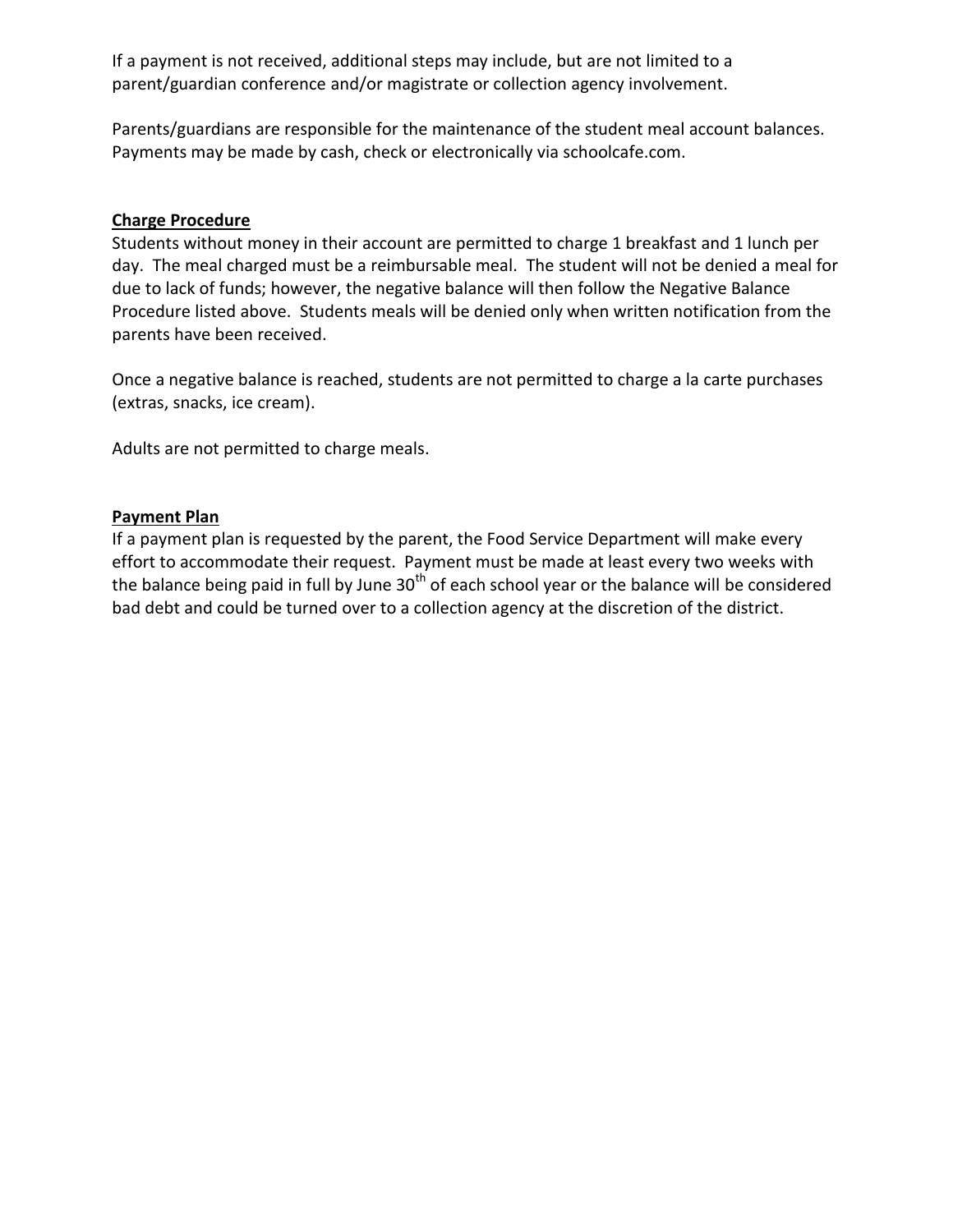If a payment is not received, additional steps may include, but are not limited to a parent/guardian conference and/or magistrate or collection agency involvement.

Parents/guardians are responsible for the maintenance of the student meal account balances. Payments may be made by cash, check or electronically via schoolcafe.com.

**Charge Procedure**

Students without money in their account are permitted to charge 1 breakfast and 1 lunch per day. The meal charged must be a reimbursable meal. The student will not be denied a meal for due to lack of funds; however, the negative balance will then follow the Negative Balance Procedure listed above. Students meals will be denied only when written notification from the parents have been received.

Once a negative balance is reached, students are not permitted to charge a la carte purchases (extras, snacks, ice cream).

Adults are not permitted to charge meals.

**Payment Plan**

If a payment plan is requested by the parent, the Food Service Department will make every effort to accommodate their request. Payment must be made at least every two weeks with the balance being paid in full by June 30th of each school year or the balance will be considered bad debt and could be turned over to a collection agency at the discretion of the district.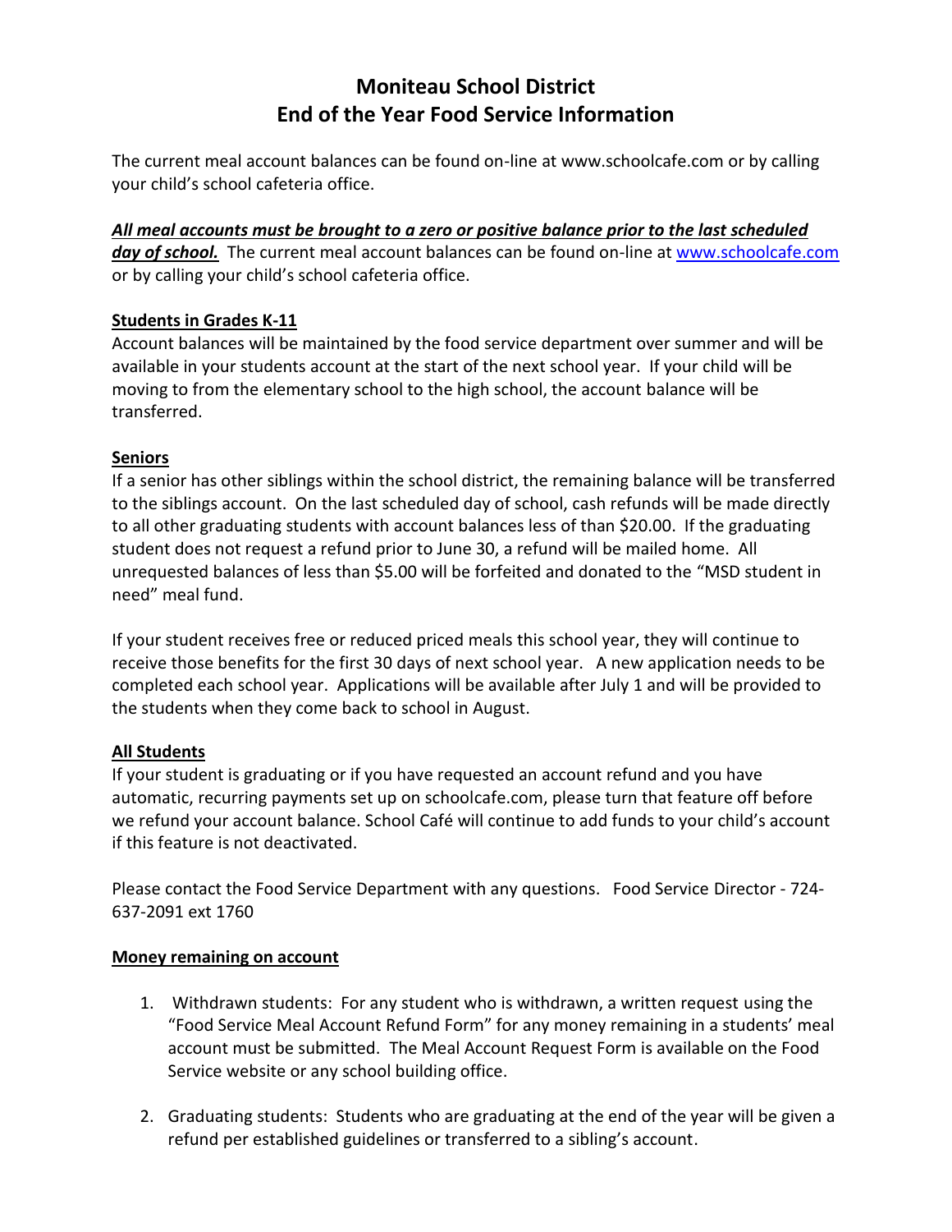# Moniteau School District
# End of the Year Food Service Information

The current meal account balances can be found on-line at www.schoolcafe.com or by calling your child's school cafeteria office.

***All meal accounts must be brought to a zero or positive balance prior to the last scheduled day of school.*** The current meal account balances can be found on-line at www.schoolcafe.com or by calling your child's school cafeteria office.

**Students in Grades K-11**

Account balances will be maintained by the food service department over summer and will be available in your students account at the start of the next school year. If your child will be moving to from the elementary school to the high school, the account balance will be transferred.

**Seniors**

If a senior has other siblings within the school district, the remaining balance will be transferred to the siblings account. On the last scheduled day of school, cash refunds will be made directly to all other graduating students with account balances less of than $20.00. If the graduating student does not request a refund prior to June 30, a refund will be mailed home. All unrequested balances of less than $5.00 will be forfeited and donated to the "MSD student in need" meal fund.

If your student receives free or reduced priced meals this school year, they will continue to receive those benefits for the first 30 days of next school year. A new application needs to be completed each school year. Applications will be available after July 1 and will be provided to the students when they come back to school in August.

**All Students**

If your student is graduating or if you have requested an account refund and you have automatic, recurring payments set up on schoolcafe.com, please turn that feature off before we refund your account balance. School Café will continue to add funds to your child's account if this feature is not deactivated.

Please contact the Food Service Department with any questions. Food Service Director - 724-637-2091 ext 1760

**Money remaining on account**

1. Withdrawn students: For any student who is withdrawn, a written request using the "Food Service Meal Account Refund Form" for any money remaining in a students' meal account must be submitted. The Meal Account Request Form is available on the Food Service website or any school building office.

2. Graduating students: Students who are graduating at the end of the year will be given a refund per established guidelines or transferred to a sibling's account.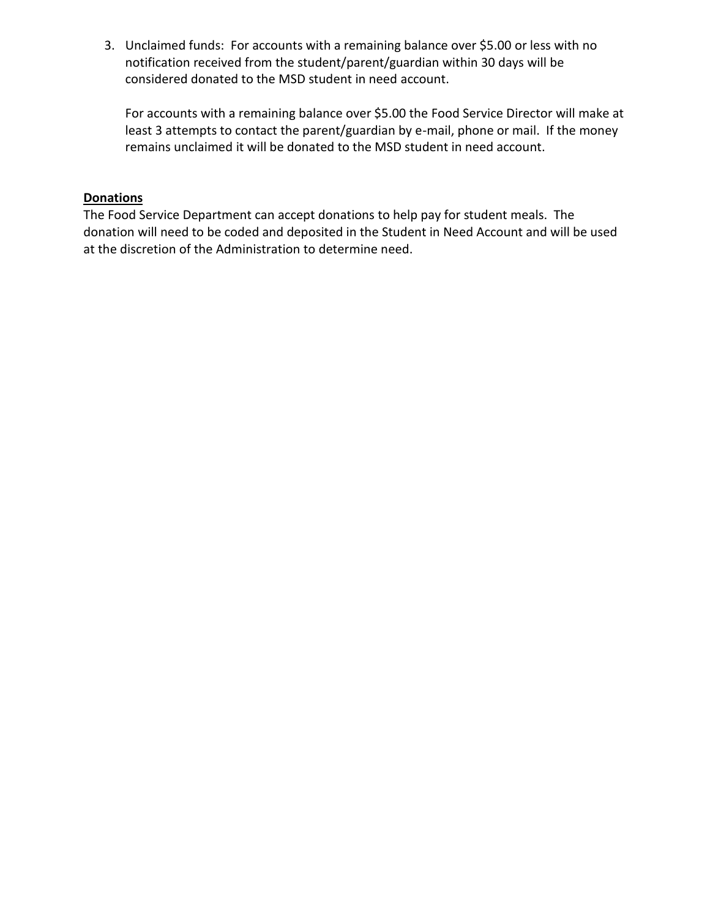3. Unclaimed funds: For accounts with a remaining balance over $5.00 or less with no notification received from the student/parent/guardian within 30 days will be considered donated to the MSD student in need account.

   For accounts with a remaining balance over $5.00 the Food Service Director will make at least 3 attempts to contact the parent/guardian by e-mail, phone or mail. If the money remains unclaimed it will be donated to the MSD student in need account.

**Donations**

The Food Service Department can accept donations to help pay for student meals. The donation will need to be coded and deposited in the Student in Need Account and will be used at the discretion of the Administration to determine need.